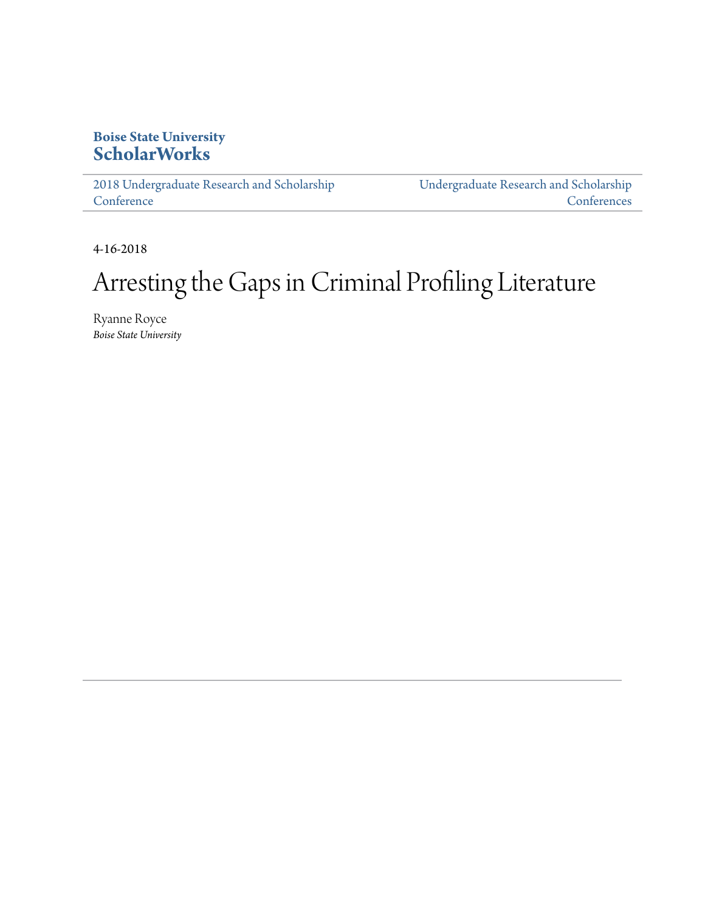**Boise State University**
**ScholarWorks**

2018 Undergraduate Research and Scholarship Conference | Undergraduate Research and Scholarship Conferences

4-16-2018

# Arresting the Gaps in Criminal Profiling Literature

Ryanne Royce
*Boise State University*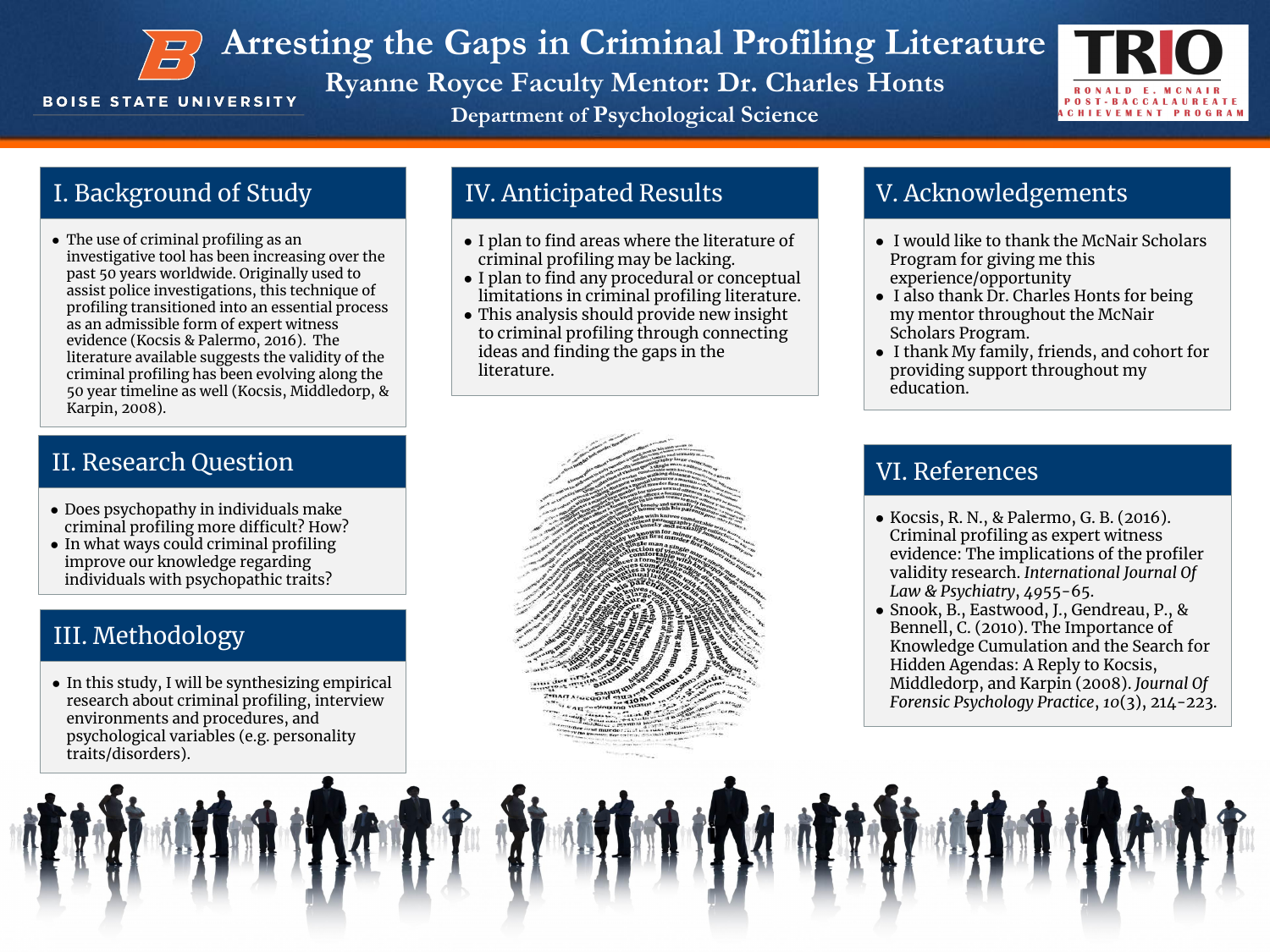# Arresting the Gaps in Criminal Profiling Literature

**Ryanne Royce Faculty Mentor: Dr. Charles Honts**

Department of Psychological Science

BOISE STATE UNIVERSITY

TRIO RONALD E. MCNAIR POST-BACCALAUREATE ACHIEVEMENT PROGRAM

## I. Background of Study

- The use of criminal profiling as an investigative tool has been increasing over the past 50 years worldwide. Originally used to assist police investigations, this technique of profiling transitioned into an essential process as an admissible form of expert witness evidence (Kocsis & Palermo, 2016). The literature available suggests the validity of the criminal profiling has been evolving along the 50 year timeline as well (Kocsis, Middledorp, & Karpin, 2008).

## II. Research Question

- Does psychopathy in individuals make criminal profiling more difficult? How?
- In what ways could criminal profiling improve our knowledge regarding individuals with psychopathic traits?

## III. Methodology

- In this study, I will be synthesizing empirical research about criminal profiling, interview environments and procedures, and psychological variables (e.g. personality traits/disorders).

## IV. Anticipated Results

- I plan to find areas where the literature of criminal profiling may be lacking.
- I plan to find any procedural or conceptual limitations in criminal profiling literature.
- This analysis should provide new insight to criminal profiling through connecting ideas and finding the gaps in the literature.

## V. Acknowledgements

- I would like to thank the McNair Scholars Program for giving me this experience/opportunity
- I also thank Dr. Charles Honts for being my mentor throughout the McNair Scholars Program.
- I thank My family, friends, and cohort for providing support throughout my education.

## VI. References

- Kocsis, R. N., & Palermo, G. B. (2016). Criminal profiling as expert witness evidence: The implications of the profiler validity research. *International Journal Of Law & Psychiatry*, 4955-65.
- Snook, B., Eastwood, J., Gendreau, P., & Bennell, C. (2010). The Importance of Knowledge Cumulation and the Search for Hidden Agendas: A Reply to Kocsis, Middledorp, and Karpin (2008). *Journal Of Forensic Psychology Practice*, *10*(3), 214-223.